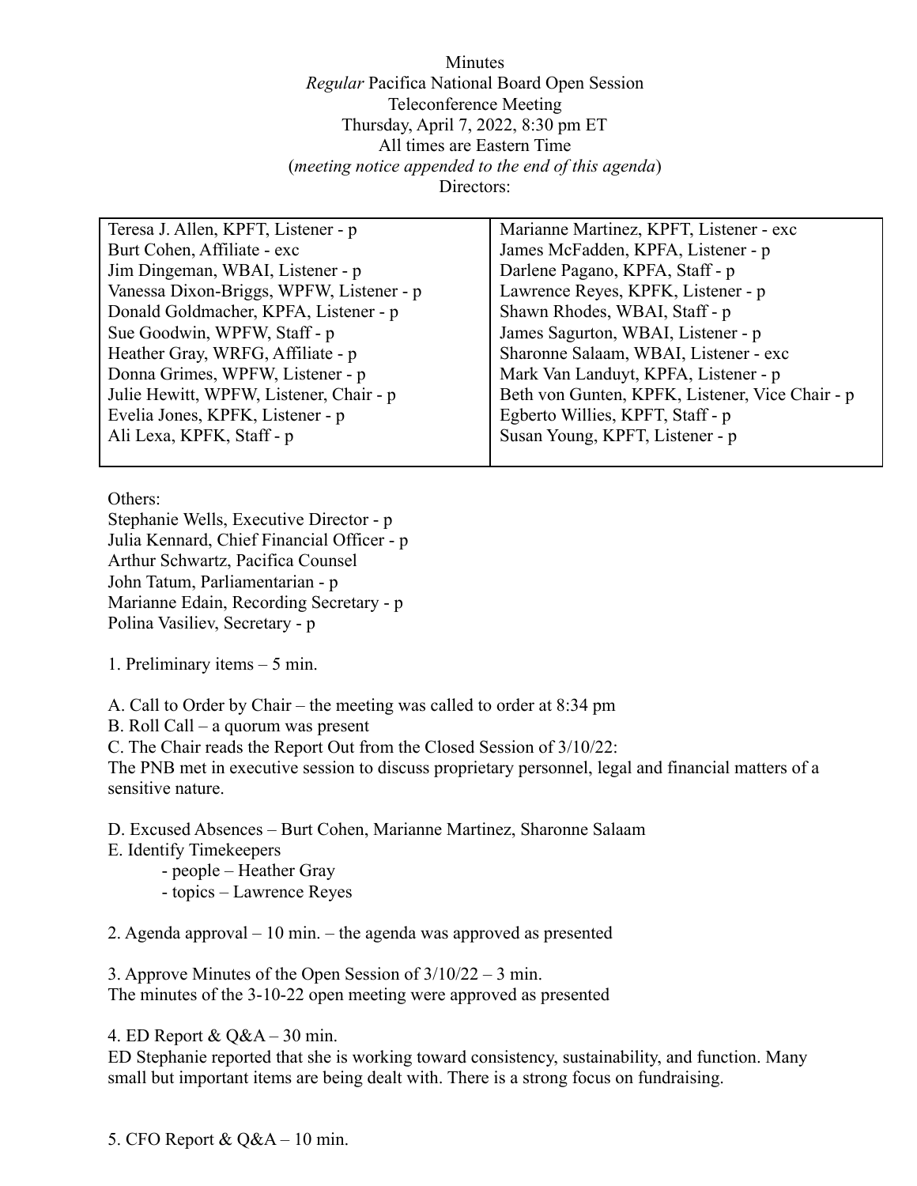Minutes
*Regular* Pacifica National Board Open Session
Teleconference Meeting
Thursday, April 7, 2022, 8:30 pm ET
All times are Eastern Time
(*meeting notice appended to the end of this agenda*)
Directors:

| | |
|---|---|
| Teresa J. Allen, KPFT, Listener - p | Marianne Martinez, KPFT, Listener - exc |
| Burt Cohen, Affiliate - exc | James McFadden, KPFA, Listener - p |
| Jim Dingeman, WBAI, Listener - p | Darlene Pagano, KPFA, Staff - p |
| Vanessa Dixon-Briggs, WPFW, Listener - p | Lawrence Reyes, KPFK, Listener - p |
| Donald Goldmacher, KPFA, Listener - p | Shawn Rhodes, WBAI, Staff - p |
| Sue Goodwin, WPFW, Staff - p | James Sagurton, WBAI, Listener - p |
| Heather Gray, WRFG, Affiliate - p | Sharonne Salaam, WBAI, Listener - exc |
| Donna Grimes, WPFW, Listener - p | Mark Van Landuyt, KPFA, Listener - p |
| Julie Hewitt, WPFW, Listener, Chair - p | Beth von Gunten, KPFK, Listener, Vice Chair - p |
| Evelia Jones, KPFK, Listener - p | Egberto Willies, KPFT, Staff - p |
| Ali Lexa, KPFK, Staff - p | Susan Young, KPFT, Listener - p |

Others:
Stephanie Wells, Executive Director - p
Julia Kennard, Chief Financial Officer - p
Arthur Schwartz, Pacifica Counsel
John Tatum, Parliamentarian - p
Marianne Edain, Recording Secretary - p
Polina Vasiliev, Secretary - p

1. Preliminary items – 5 min.

A. Call to Order by Chair – the meeting was called to order at 8:34 pm
B. Roll Call – a quorum was present
C. The Chair reads the Report Out from the Closed Session of 3/10/22:
The PNB met in executive session to discuss proprietary personnel, legal and financial matters of a sensitive nature.

D. Excused Absences – Burt Cohen, Marianne Martinez, Sharonne Salaam
E. Identify Timekeepers
- people – Heather Gray
- topics – Lawrence Reyes

2. Agenda approval – 10 min. – the agenda was approved as presented

3. Approve Minutes of the Open Session of 3/10/22 – 3 min.
The minutes of the 3-10-22 open meeting were approved as presented

4. ED Report & Q&A – 30 min.
ED Stephanie reported that she is working toward consistency, sustainability, and function. Many small but important items are being dealt with. There is a strong focus on fundraising.

5. CFO Report & Q&A – 10 min.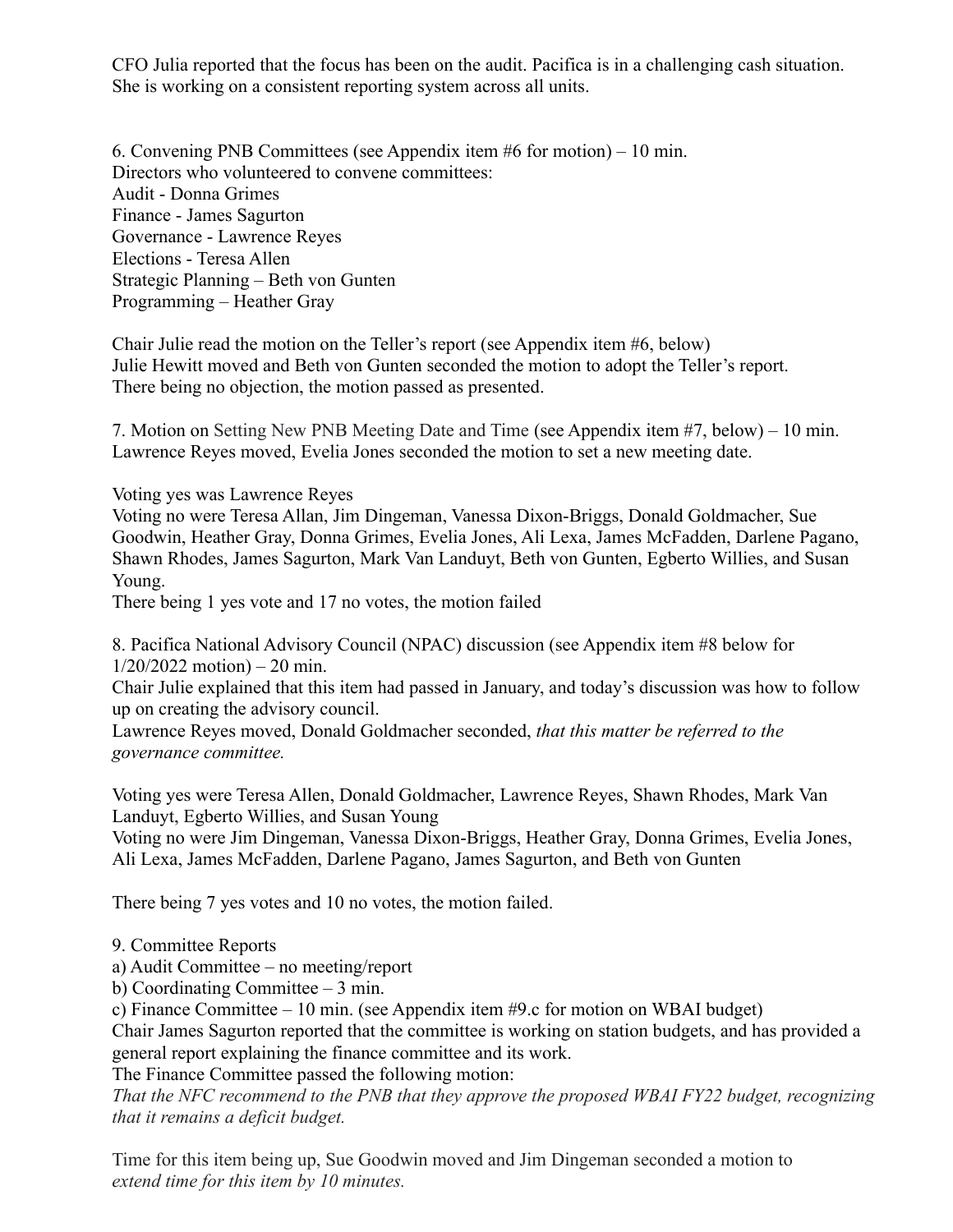CFO Julia reported that the focus has been on the audit. Pacifica is in a challenging cash situation. She is working on a consistent reporting system across all units.

6. Convening PNB Committees (see Appendix item #6 for motion) – 10 min.
Directors who volunteered to convene committees:
Audit - Donna Grimes
Finance - James Sagurton
Governance - Lawrence Reyes
Elections - Teresa Allen
Strategic Planning – Beth von Gunten
Programming – Heather Gray

Chair Julie read the motion on the Teller's report (see Appendix item #6, below)
Julie Hewitt moved and Beth von Gunten seconded the motion to adopt the Teller's report.
There being no objection, the motion passed as presented.

7. Motion on Setting New PNB Meeting Date and Time (see Appendix item #7, below) – 10 min.
Lawrence Reyes moved, Evelia Jones seconded the motion to set a new meeting date.

Voting yes was Lawrence Reyes
Voting no were Teresa Allan, Jim Dingeman, Vanessa Dixon-Briggs, Donald Goldmacher, Sue Goodwin, Heather Gray, Donna Grimes, Evelia Jones, Ali Lexa, James McFadden, Darlene Pagano, Shawn Rhodes, James Sagurton, Mark Van Landuyt, Beth von Gunten, Egberto Willies, and Susan Young.
There being 1 yes vote and 17 no votes, the motion failed

8. Pacifica National Advisory Council (NPAC) discussion (see Appendix item #8 below for 1/20/2022 motion) – 20 min.
Chair Julie explained that this item had passed in January, and today's discussion was how to follow up on creating the advisory council.
Lawrence Reyes moved, Donald Goldmacher seconded, *that this matter be referred to the governance committee.*

Voting yes were Teresa Allen, Donald Goldmacher, Lawrence Reyes, Shawn Rhodes, Mark Van Landuyt, Egberto Willies, and Susan Young
Voting no were Jim Dingeman, Vanessa Dixon-Briggs, Heather Gray, Donna Grimes, Evelia Jones, Ali Lexa, James McFadden, Darlene Pagano, James Sagurton, and Beth von Gunten

There being 7 yes votes and 10 no votes, the motion failed.

9. Committee Reports
a) Audit Committee – no meeting/report
b) Coordinating Committee – 3 min.
c) Finance Committee – 10 min. (see Appendix item #9.c for motion on WBAI budget)
Chair James Sagurton reported that the committee is working on station budgets, and has provided a general report explaining the finance committee and its work.
The Finance Committee passed the following motion:
*That the NFC recommend to the PNB that they approve the proposed WBAI FY22 budget, recognizing that it remains a deficit budget.*

Time for this item being up, Sue Goodwin moved and Jim Dingeman seconded a motion to *extend time for this item by 10 minutes.*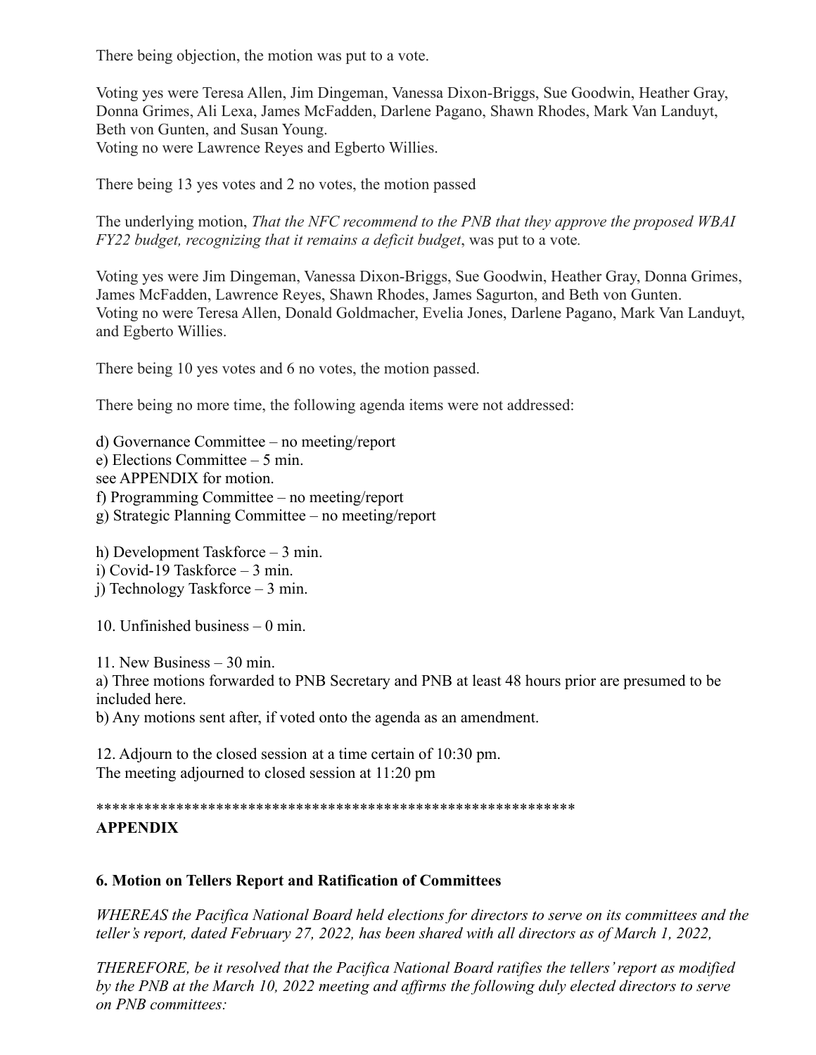There being objection, the motion was put to a vote.

Voting yes were Teresa Allen, Jim Dingeman, Vanessa Dixon-Briggs, Sue Goodwin, Heather Gray, Donna Grimes, Ali Lexa, James McFadden, Darlene Pagano, Shawn Rhodes, Mark Van Landuyt, Beth von Gunten, and Susan Young.
Voting no were Lawrence Reyes and Egberto Willies.

There being 13 yes votes and 2 no votes, the motion passed

The underlying motion, *That the NFC recommend to the PNB that they approve the proposed WBAI FY22 budget, recognizing that it remains a deficit budget*, was put to a vote.

Voting yes were Jim Dingeman, Vanessa Dixon-Briggs, Sue Goodwin, Heather Gray, Donna Grimes, James McFadden, Lawrence Reyes, Shawn Rhodes, James Sagurton, and Beth von Gunten.
Voting no were Teresa Allen, Donald Goldmacher, Evelia Jones, Darlene Pagano, Mark Van Landuyt, and Egberto Willies.

There being 10 yes votes and 6 no votes, the motion passed.

There being no more time, the following agenda items were not addressed:

d) Governance Committee – no meeting/report
e) Elections Committee – 5 min.
see APPENDIX for motion.
f) Programming Committee – no meeting/report
g) Strategic Planning Committee – no meeting/report

h) Development Taskforce – 3 min.
i) Covid-19 Taskforce – 3 min.
j) Technology Taskforce – 3 min.

10. Unfinished business – 0 min.

11. New Business – 30 min.
a) Three motions forwarded to PNB Secretary and PNB at least 48 hours prior are presumed to be included here.
b) Any motions sent after, if voted onto the agenda as an amendment.

12. Adjourn to the closed session at a time certain of 10:30 pm.
The meeting adjourned to closed session at 11:20 pm

************************************************************

**APPENDIX**

**6. Motion on Tellers Report and Ratification of Committees**

*WHEREAS the Pacifica National Board held elections for directors to serve on its committees and the teller's report, dated February 27, 2022, has been shared with all directors as of March 1, 2022,*

*THEREFORE, be it resolved that the Pacifica National Board ratifies the tellers' report as modified by the PNB at the March 10, 2022 meeting and affirms the following duly elected directors to serve on PNB committees:*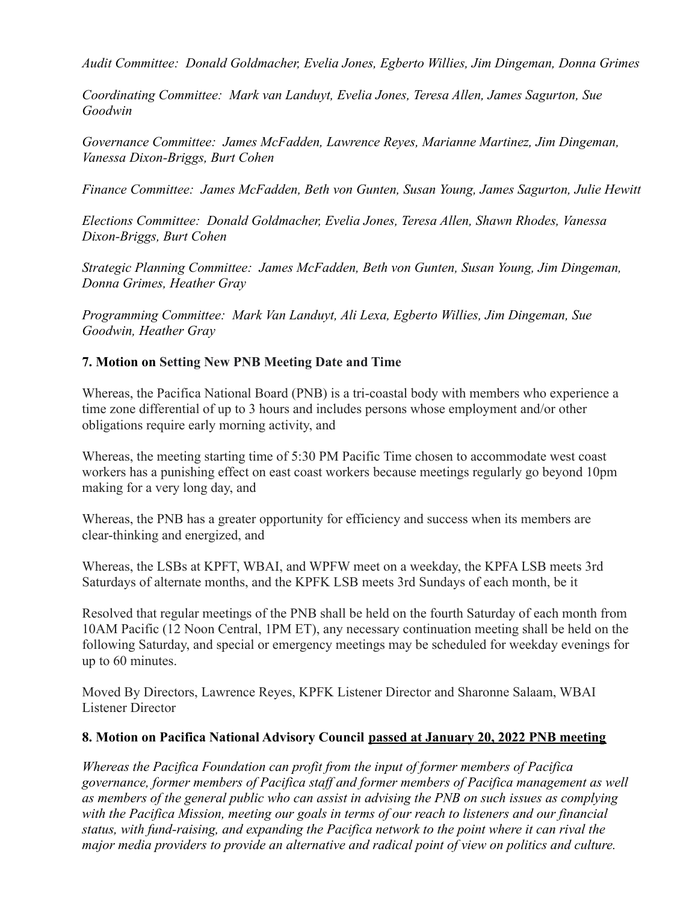*Audit Committee: Donald Goldmacher, Evelia Jones, Egberto Willies, Jim Dingeman, Donna Grimes*

*Coordinating Committee: Mark van Landuyt, Evelia Jones, Teresa Allen, James Sagurton, Sue Goodwin*

*Governance Committee: James McFadden, Lawrence Reyes, Marianne Martinez, Jim Dingeman, Vanessa Dixon-Briggs, Burt Cohen*

*Finance Committee: James McFadden, Beth von Gunten, Susan Young, James Sagurton, Julie Hewitt*

*Elections Committee: Donald Goldmacher, Evelia Jones, Teresa Allen, Shawn Rhodes, Vanessa Dixon-Briggs, Burt Cohen*

*Strategic Planning Committee: James McFadden, Beth von Gunten, Susan Young, Jim Dingeman, Donna Grimes, Heather Gray*

*Programming Committee: Mark Van Landuyt, Ali Lexa, Egberto Willies, Jim Dingeman, Sue Goodwin, Heather Gray*

**7. Motion on Setting New PNB Meeting Date and Time**

Whereas, the Pacifica National Board (PNB) is a tri-coastal body with members who experience a time zone differential of up to 3 hours and includes persons whose employment and/or other obligations require early morning activity, and

Whereas, the meeting starting time of 5:30 PM Pacific Time chosen to accommodate west coast workers has a punishing effect on east coast workers because meetings regularly go beyond 10pm making for a very long day, and

Whereas, the PNB has a greater opportunity for efficiency and success when its members are clear-thinking and energized, and

Whereas, the LSBs at KPFT, WBAI, and WPFW meet on a weekday, the KPFA LSB meets 3rd Saturdays of alternate months, and the KPFK LSB meets 3rd Sundays of each month, be it

Resolved that regular meetings of the PNB shall be held on the fourth Saturday of each month from 10AM Pacific (12 Noon Central, 1PM ET), any necessary continuation meeting shall be held on the following Saturday, and special or emergency meetings may be scheduled for weekday evenings for up to 60 minutes.

Moved By Directors, Lawrence Reyes, KPFK Listener Director and Sharonne Salaam, WBAI Listener Director

**8. Motion on Pacifica National Advisory Council passed at January 20, 2022 PNB meeting**

*Whereas the Pacifica Foundation can profit from the input of former members of Pacifica governance, former members of Pacifica staff and former members of Pacifica management as well as members of the general public who can assist in advising the PNB on such issues as complying with the Pacifica Mission, meeting our goals in terms of our reach to listeners and our financial status, with fund-raising, and expanding the Pacifica network to the point where it can rival the major media providers to provide an alternative and radical point of view on politics and culture.*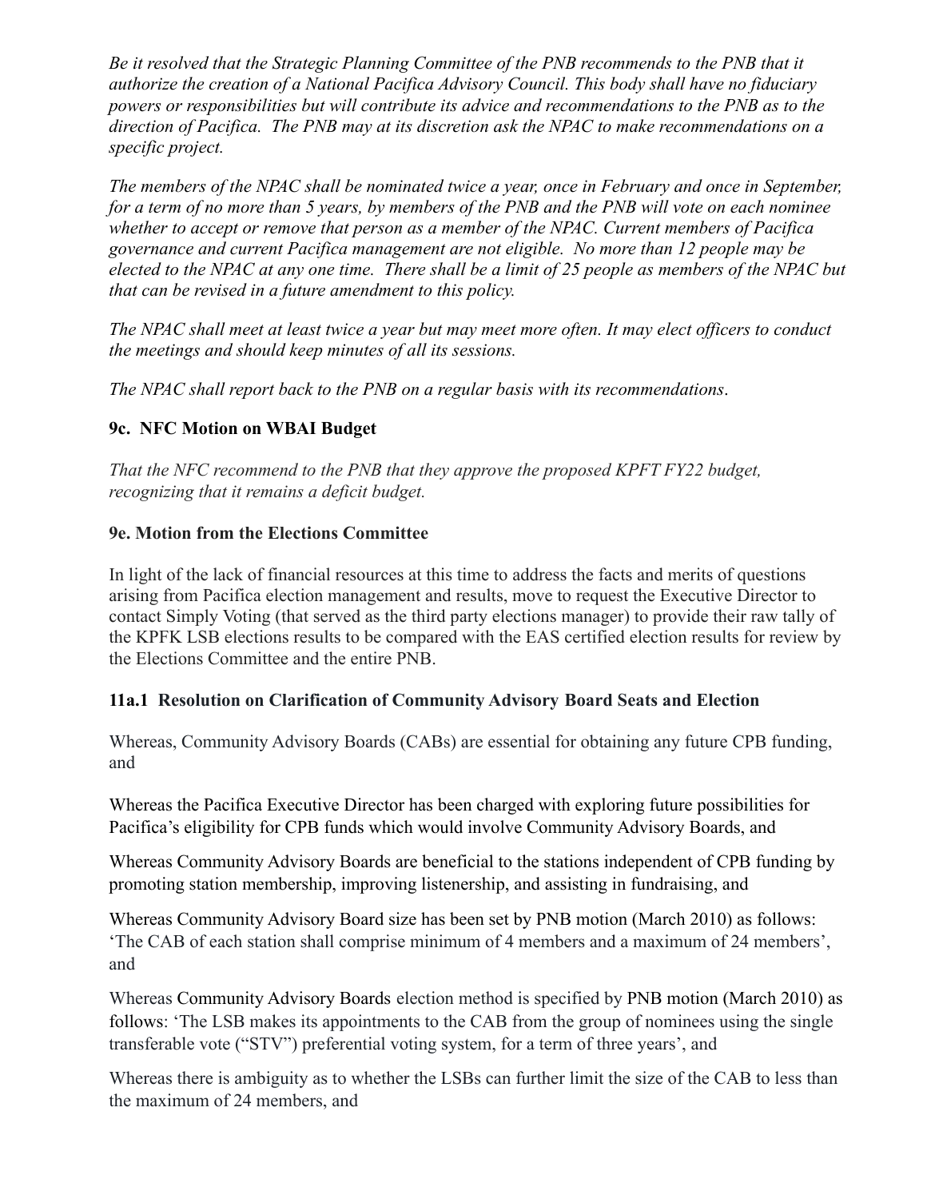*Be it resolved that the Strategic Planning Committee of the PNB recommends to the PNB that it authorize the creation of a National Pacifica Advisory Council. This body shall have no fiduciary powers or responsibilities but will contribute its advice and recommendations to the PNB as to the direction of Pacifica. The PNB may at its discretion ask the NPAC to make recommendations on a specific project.*

*The members of the NPAC shall be nominated twice a year, once in February and once in September, for a term of no more than 5 years, by members of the PNB and the PNB will vote on each nominee whether to accept or remove that person as a member of the NPAC. Current members of Pacifica governance and current Pacifica management are not eligible. No more than 12 people may be elected to the NPAC at any one time. There shall be a limit of 25 people as members of the NPAC but that can be revised in a future amendment to this policy.*

*The NPAC shall meet at least twice a year but may meet more often. It may elect officers to conduct the meetings and should keep minutes of all its sessions.*

*The NPAC shall report back to the PNB on a regular basis with its recommendations*.

### 9c. NFC Motion on WBAI Budget

*That the NFC recommend to the PNB that they approve the proposed KPFT FY22 budget, recognizing that it remains a deficit budget.*

### 9e. Motion from the Elections Committee

In light of the lack of financial resources at this time to address the facts and merits of questions arising from Pacifica election management and results, move to request the Executive Director to contact Simply Voting (that served as the third party elections manager) to provide their raw tally of the KPFK LSB elections results to be compared with the EAS certified election results for review by the Elections Committee and the entire PNB.

### 11a.1 Resolution on Clarification of Community Advisory Board Seats and Election

Whereas, Community Advisory Boards (CABs) are essential for obtaining any future CPB funding, and

Whereas the Pacifica Executive Director has been charged with exploring future possibilities for Pacifica's eligibility for CPB funds which would involve Community Advisory Boards, and

Whereas Community Advisory Boards are beneficial to the stations independent of CPB funding by promoting station membership, improving listenership, and assisting in fundraising, and

Whereas Community Advisory Board size has been set by PNB motion (March 2010) as follows: 'The CAB of each station shall comprise minimum of 4 members and a maximum of 24 members', and

Whereas Community Advisory Boards election method is specified by PNB motion (March 2010) as follows: 'The LSB makes its appointments to the CAB from the group of nominees using the single transferable vote ("STV") preferential voting system, for a term of three years', and

Whereas there is ambiguity as to whether the LSBs can further limit the size of the CAB to less than the maximum of 24 members, and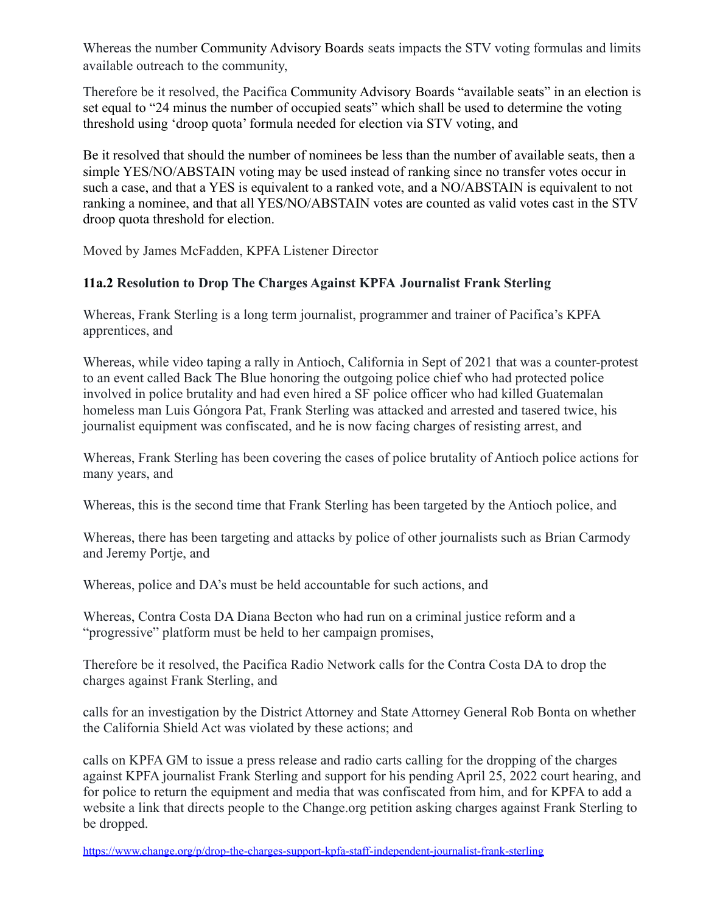Whereas the number Community Advisory Boards seats impacts the STV voting formulas and limits available outreach to the community,

Therefore be it resolved, the Pacifica Community Advisory Boards "available seats" in an election is set equal to "24 minus the number of occupied seats" which shall be used to determine the voting threshold using 'droop quota' formula needed for election via STV voting, and

Be it resolved that should the number of nominees be less than the number of available seats, then a simple YES/NO/ABSTAIN voting may be used instead of ranking since no transfer votes occur in such a case, and that a YES is equivalent to a ranked vote, and a NO/ABSTAIN is equivalent to not ranking a nominee, and that all YES/NO/ABSTAIN votes are counted as valid votes cast in the STV droop quota threshold for election.

Moved by James McFadden, KPFA Listener Director

**11a.2 Resolution to Drop The Charges Against KPFA Journalist Frank Sterling**

Whereas, Frank Sterling is a long term journalist, programmer and trainer of Pacifica's KPFA apprentices, and

Whereas, while video taping a rally in Antioch, California in Sept of 2021 that was a counter-protest to an event called Back The Blue honoring the outgoing police chief who had protected police involved in police brutality and had even hired a SF police officer who had killed Guatemalan homeless man Luis Góngora Pat, Frank Sterling was attacked and arrested and tasered twice, his journalist equipment was confiscated, and he is now facing charges of resisting arrest, and

Whereas, Frank Sterling has been covering the cases of police brutality of Antioch police actions for many years, and

Whereas, this is the second time that Frank Sterling has been targeted by the Antioch police, and

Whereas, there has been targeting and attacks by police of other journalists such as Brian Carmody and Jeremy Portje, and

Whereas, police and DA's must be held accountable for such actions, and

Whereas, Contra Costa DA Diana Becton who had run on a criminal justice reform and a "progressive" platform must be held to her campaign promises,

Therefore be it resolved, the Pacifica Radio Network calls for the Contra Costa DA to drop the charges against Frank Sterling, and

calls for an investigation by the District Attorney and State Attorney General Rob Bonta on whether the California Shield Act was violated by these actions; and

calls on KPFA GM to issue a press release and radio carts calling for the dropping of the charges against KPFA journalist Frank Sterling and support for his pending April 25, 2022 court hearing, and for police to return the equipment and media that was confiscated from him, and for KPFA to add a website a link that directs people to the Change.org petition asking charges against Frank Sterling to be dropped.

https://www.change.org/p/drop-the-charges-support-kpfa-staff-independent-journalist-frank-sterling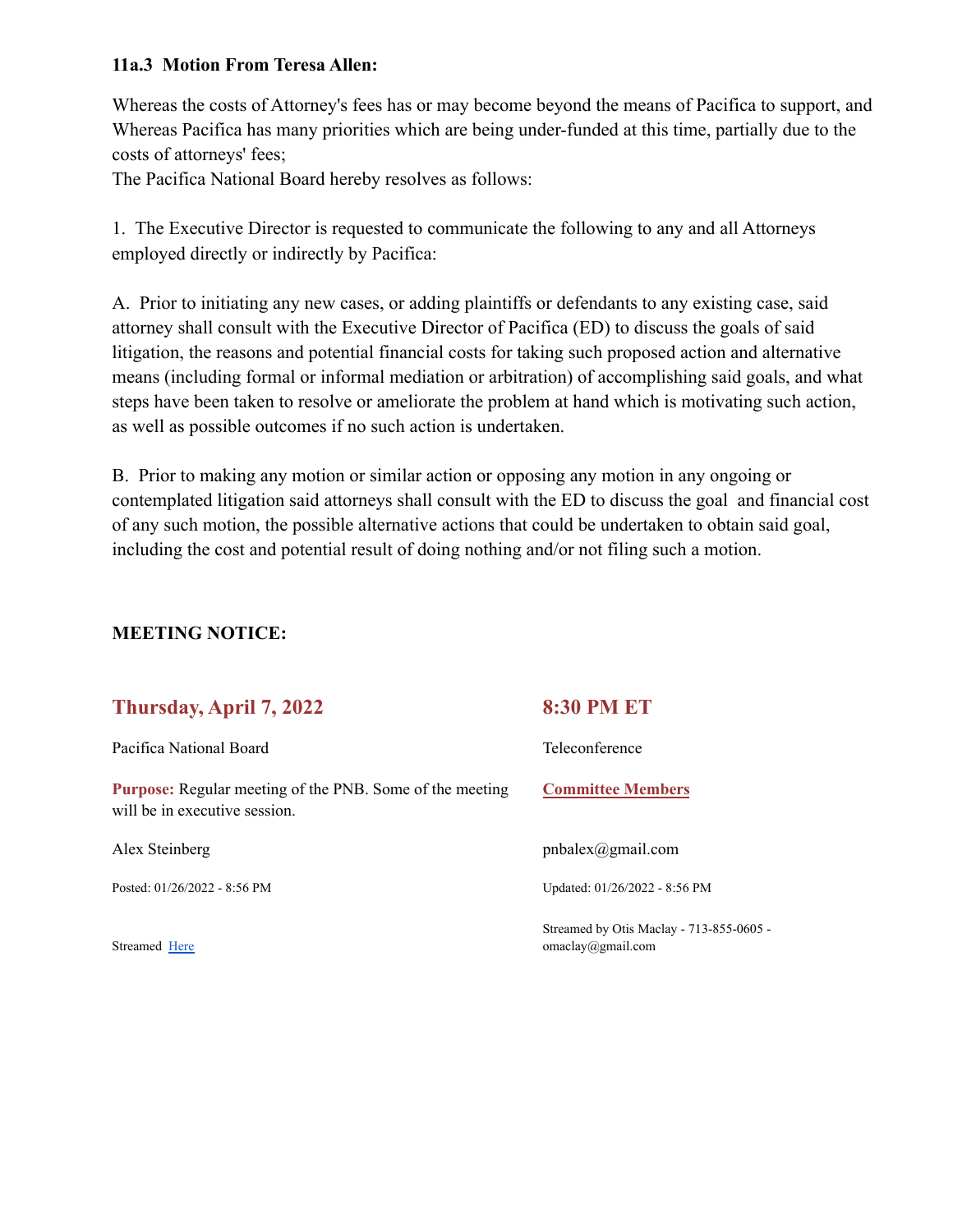**11a.3 Motion From Teresa Allen:**

Whereas the costs of Attorney's fees has or may become beyond the means of Pacifica to support, and Whereas Pacifica has many priorities which are being under-funded at this time, partially due to the costs of attorneys' fees;
The Pacifica National Board hereby resolves as follows:

1. The Executive Director is requested to communicate the following to any and all Attorneys employed directly or indirectly by Pacifica:

A. Prior to initiating any new cases, or adding plaintiffs or defendants to any existing case, said attorney shall consult with the Executive Director of Pacifica (ED) to discuss the goals of said litigation, the reasons and potential financial costs for taking such proposed action and alternative means (including formal or informal mediation or arbitration) of accomplishing said goals, and what steps have been taken to resolve or ameliorate the problem at hand which is motivating such action, as well as possible outcomes if no such action is undertaken.

B. Prior to making any motion or similar action or opposing any motion in any ongoing or contemplated litigation said attorneys shall consult with the ED to discuss the goal and financial cost of any such motion, the possible alternative actions that could be undertaken to obtain said goal, including the cost and potential result of doing nothing and/or not filing such a motion.

**MEETING NOTICE:**

**Thursday, April 7, 2022**

**8:30 PM ET**

Pacifica National Board

Teleconference

**Purpose:** Regular meeting of the PNB. Some of the meeting will be in executive session.

**Committee Members**

Alex Steinberg

pnbalex@gmail.com

Posted: 01/26/2022 - 8:56 PM

Updated: 01/26/2022 - 8:56 PM

Streamed Here

Streamed by Otis Maclay - 713-855-0605 - omaclay@gmail.com